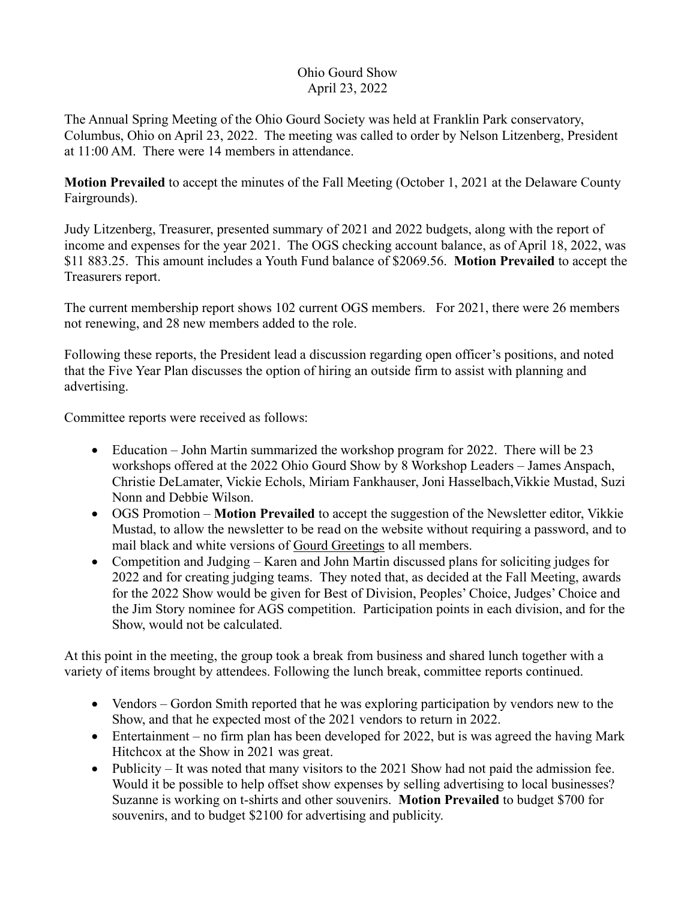Ohio Gourd Show
April 23, 2022

The Annual Spring Meeting of the Ohio Gourd Society was held at Franklin Park conservatory, Columbus, Ohio on April 23, 2022. The meeting was called to order by Nelson Litzenberg, President at 11:00 AM. There were 14 members in attendance.

**Motion Prevailed** to accept the minutes of the Fall Meeting (October 1, 2021 at the Delaware County Fairgrounds).

Judy Litzenberg, Treasurer, presented summary of 2021 and 2022 budgets, along with the report of income and expenses for the year 2021. The OGS checking account balance, as of April 18, 2022, was \$11 883.25. This amount includes a Youth Fund balance of \$2069.56. **Motion Prevailed** to accept the Treasurers report.

The current membership report shows 102 current OGS members. For 2021, there were 26 members not renewing, and 28 new members added to the role.

Following these reports, the President lead a discussion regarding open officer's positions, and noted that the Five Year Plan discusses the option of hiring an outside firm to assist with planning and advertising.

Committee reports were received as follows:

- Education – John Martin summarized the workshop program for 2022. There will be 23 workshops offered at the 2022 Ohio Gourd Show by 8 Workshop Leaders – James Anspach, Christie DeLamater, Vickie Echols, Miriam Fankhauser, Joni Hasselbach,Vikkie Mustad, Suzi Nonn and Debbie Wilson.
- OGS Promotion – **Motion Prevailed** to accept the suggestion of the Newsletter editor, Vikkie Mustad, to allow the newsletter to be read on the website without requiring a password, and to mail black and white versions of <u>Gourd Greetings</u> to all members.
- Competition and Judging – Karen and John Martin discussed plans for soliciting judges for 2022 and for creating judging teams. They noted that, as decided at the Fall Meeting, awards for the 2022 Show would be given for Best of Division, Peoples' Choice, Judges' Choice and the Jim Story nominee for AGS competition. Participation points in each division, and for the Show, would not be calculated.

At this point in the meeting, the group took a break from business and shared lunch together with a variety of items brought by attendees. Following the lunch break, committee reports continued.

- Vendors – Gordon Smith reported that he was exploring participation by vendors new to the Show, and that he expected most of the 2021 vendors to return in 2022.
- Entertainment – no firm plan has been developed for 2022, but is was agreed the having Mark Hitchcox at the Show in 2021 was great.
- Publicity – It was noted that many visitors to the 2021 Show had not paid the admission fee. Would it be possible to help offset show expenses by selling advertising to local businesses? Suzanne is working on t-shirts and other souvenirs. **Motion Prevailed** to budget \$700 for souvenirs, and to budget \$2100 for advertising and publicity.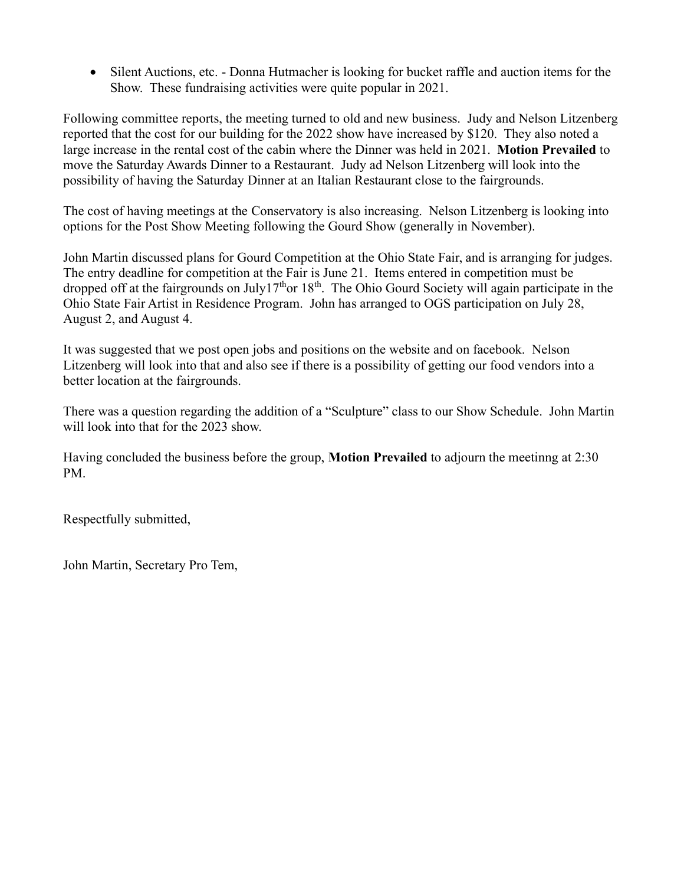- Silent Auctions, etc. - Donna Hutmacher is looking for bucket raffle and auction items for the Show. These fundraising activities were quite popular in 2021.

Following committee reports, the meeting turned to old and new business. Judy and Nelson Litzenberg reported that the cost for our building for the 2022 show have increased by $120. They also noted a large increase in the rental cost of the cabin where the Dinner was held in 2021. **Motion Prevailed** to move the Saturday Awards Dinner to a Restaurant. Judy ad Nelson Litzenberg will look into the possibility of having the Saturday Dinner at an Italian Restaurant close to the fairgrounds.

The cost of having meetings at the Conservatory is also increasing. Nelson Litzenberg is looking into options for the Post Show Meeting following the Gourd Show (generally in November).

John Martin discussed plans for Gourd Competition at the Ohio State Fair, and is arranging for judges. The entry deadline for competition at the Fair is June 21. Items entered in competition must be dropped off at the fairgrounds on July17th or 18th. The Ohio Gourd Society will again participate in the Ohio State Fair Artist in Residence Program. John has arranged to OGS participation on July 28, August 2, and August 4.

It was suggested that we post open jobs and positions on the website and on facebook. Nelson Litzenberg will look into that and also see if there is a possibility of getting our food vendors into a better location at the fairgrounds.

There was a question regarding the addition of a "Sculpture" class to our Show Schedule. John Martin will look into that for the 2023 show.

Having concluded the business before the group, **Motion Prevailed** to adjourn the meetinng at 2:30 PM.

Respectfully submitted,

John Martin, Secretary Pro Tem,